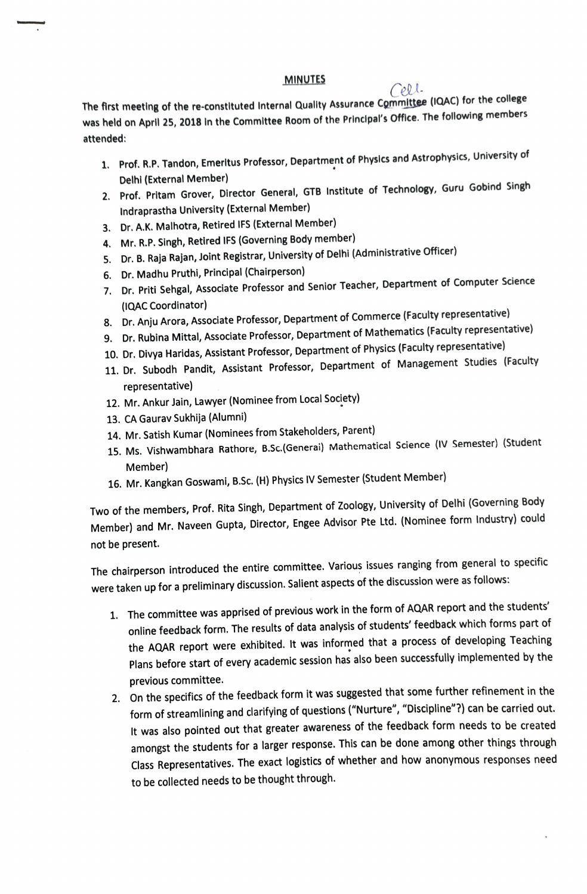## MINUTES

The first meeting of the re-constituted Internal Quality Assurance Committee Cell (IQAC) for the college was held on April 25, 2018 in the Committee Room of the Principal's Office. The following members attended:

1. Prof. R.P. Tandon, Emeritus Professor, Department of Physics and Astrophysics, University of Delhi (External Member)
2. Prof. Pritam Grover, Director General, GTB Institute of Technology, Guru Gobind Singh Indraprastha University (External Member)
3. Dr. A.K. Malhotra, Retired IFS (External Member)
4. Mr. R.P. Singh, Retired IFS (Governing Body member)
5. Dr. B. Raja Rajan, Joint Registrar, University of Delhi (Administrative Officer)
6. Dr. Madhu Pruthi, Principal (Chairperson)
7. Dr. Priti Sehgal, Associate Professor and Senior Teacher, Department of Computer Science (IQAC Coordinator)
8. Dr. Anju Arora, Associate Professor, Department of Commerce (Faculty representative)
9. Dr. Rubina Mittal, Associate Professor, Department of Mathematics (Faculty representative)
10. Dr. Divya Haridas, Assistant Professor, Department of Physics (Faculty representative)
11. Dr. Subodh Pandit, Assistant Professor, Department of Management Studies (Faculty representative)
12. Mr. Ankur Jain, Lawyer (Nominee from Local Society)
13. CA Gaurav Sukhija (Alumni)
14. Mr. Satish Kumar (Nominees from Stakeholders, Parent)
15. Ms. Vishwambhara Rathore, B.Sc.(General) Mathematical Science (IV Semester) (Student Member)
16. Mr. Kangkan Goswami, B.Sc. (H) Physics IV Semester (Student Member)

Two of the members, Prof. Rita Singh, Department of Zoology, University of Delhi (Governing Body Member) and Mr. Naveen Gupta, Director, Engee Advisor Pte Ltd. (Nominee form Industry) could not be present.

The chairperson introduced the entire committee. Various issues ranging from general to specific were taken up for a preliminary discussion. Salient aspects of the discussion were as follows:

1. The committee was apprised of previous work in the form of AQAR report and the students' online feedback form. The results of data analysis of students' feedback which forms part of the AQAR report were exhibited. It was informed that a process of developing Teaching Plans before start of every academic session has also been successfully implemented by the previous committee.
2. On the specifics of the feedback form it was suggested that some further refinement in the form of streamlining and clarifying of questions ("Nurture", "Discipline"?) can be carried out. It was also pointed out that greater awareness of the feedback form needs to be created amongst the students for a larger response. This can be done among other things through Class Representatives. The exact logistics of whether and how anonymous responses need to be collected needs to be thought through.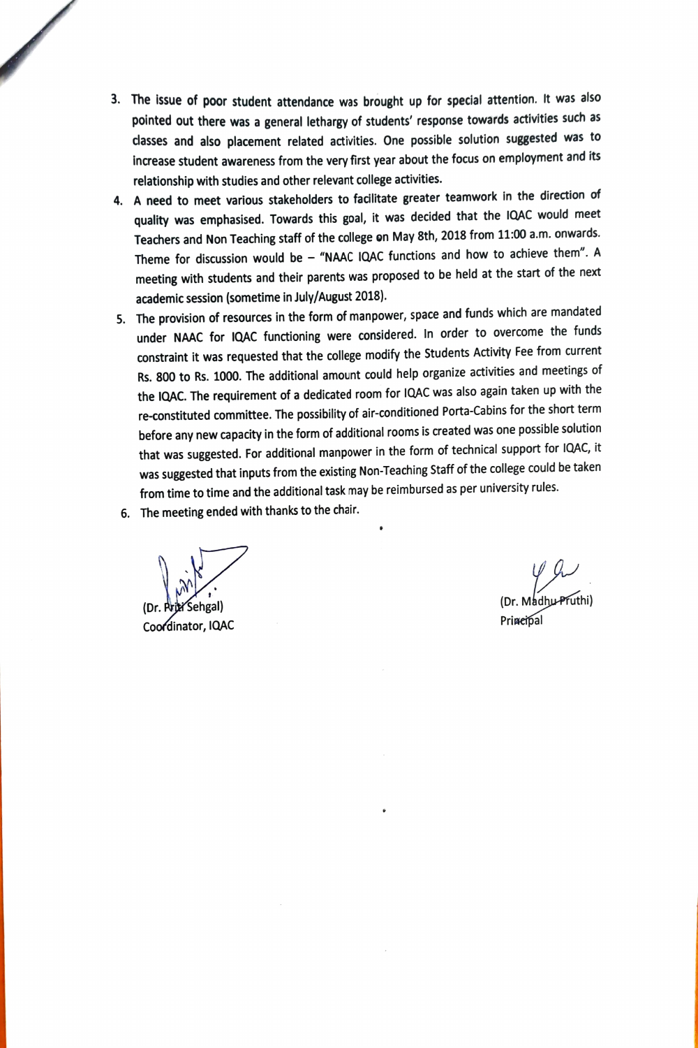3. The issue of poor student attendance was brought up for special attention. It was also pointed out there was a general lethargy of students' response towards activities such as classes and also placement related activities. One possible solution suggested was to increase student awareness from the very first year about the focus on employment and its relationship with studies and other relevant college activities.
4. A need to meet various stakeholders to facilitate greater teamwork in the direction of quality was emphasised. Towards this goal, it was decided that the IQAC would meet Teachers and Non Teaching staff of the college on May 8th, 2018 from 11:00 a.m. onwards. Theme for discussion would be – "NAAC IQAC functions and how to achieve them". A meeting with students and their parents was proposed to be held at the start of the next academic session (sometime in July/August 2018).
5. The provision of resources in the form of manpower, space and funds which are mandated under NAAC for IQAC functioning were considered. In order to overcome the funds constraint it was requested that the college modify the Students Activity Fee from current Rs. 800 to Rs. 1000. The additional amount could help organize activities and meetings of the IQAC. The requirement of a dedicated room for IQAC was also again taken up with the re-constituted committee. The possibility of air-conditioned Porta-Cabins for the short term before any new capacity in the form of additional rooms is created was one possible solution that was suggested. For additional manpower in the form of technical support for IQAC, it was suggested that inputs from the existing Non-Teaching Staff of the college could be taken from time to time and the additional task may be reimbursed as per university rules.
6. The meeting ended with thanks to the chair.

(Dr. Priti Sehgal)
Coordinator, IQAC

(Dr. Madhu Pruthi)
Principal